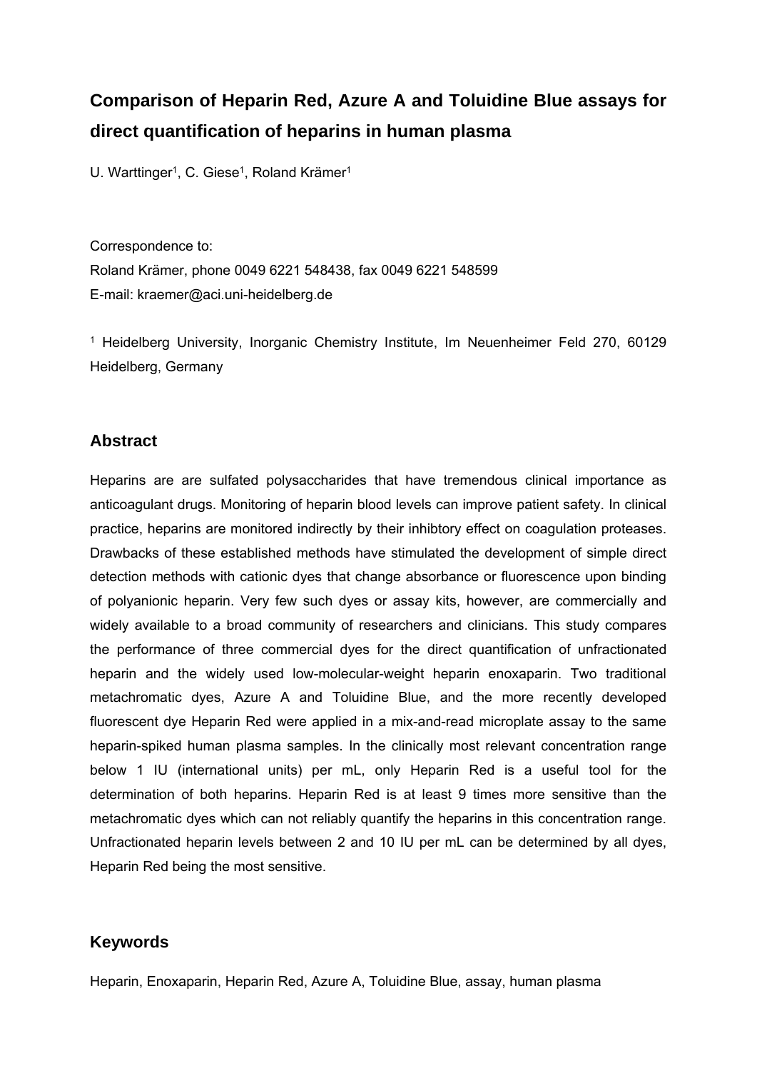# Comparison of Heparin Red, Azure A and Toluidine Blue assays for direct quantification of heparins in human plasma

U. Warttinger[1], C. Giese[1], Roland Krämer[1]

Correspondence to:
Roland Krämer, phone 0049 6221 548438, fax 0049 6221 548599
E-mail: kraemer@aci.uni-heidelberg.de

[1] Heidelberg University, Inorganic Chemistry Institute, Im Neuenheimer Feld 270, 60129 Heidelberg, Germany

## Abstract

Heparins are are sulfated polysaccharides that have tremendous clinical importance as anticoagulant drugs. Monitoring of heparin blood levels can improve patient safety. In clinical practice, heparins are monitored indirectly by their inhibtory effect on coagulation proteases. Drawbacks of these established methods have stimulated the development of simple direct detection methods with cationic dyes that change absorbance or fluorescence upon binding of polyanionic heparin. Very few such dyes or assay kits, however, are commercially and widely available to a broad community of researchers and clinicians. This study compares the performance of three commercial dyes for the direct quantification of unfractionated heparin and the widely used low-molecular-weight heparin enoxaparin. Two traditional metachromatic dyes, Azure A and Toluidine Blue, and the more recently developed fluorescent dye Heparin Red were applied in a mix-and-read microplate assay to the same heparin-spiked human plasma samples. In the clinically most relevant concentration range below 1 IU (international units) per mL, only Heparin Red is a useful tool for the determination of both heparins. Heparin Red is at least 9 times more sensitive than the metachromatic dyes which can not reliably quantify the heparins in this concentration range. Unfractionated heparin levels between 2 and 10 IU per mL can be determined by all dyes, Heparin Red being the most sensitive.

## Keywords

Heparin, Enoxaparin, Heparin Red, Azure A, Toluidine Blue, assay, human plasma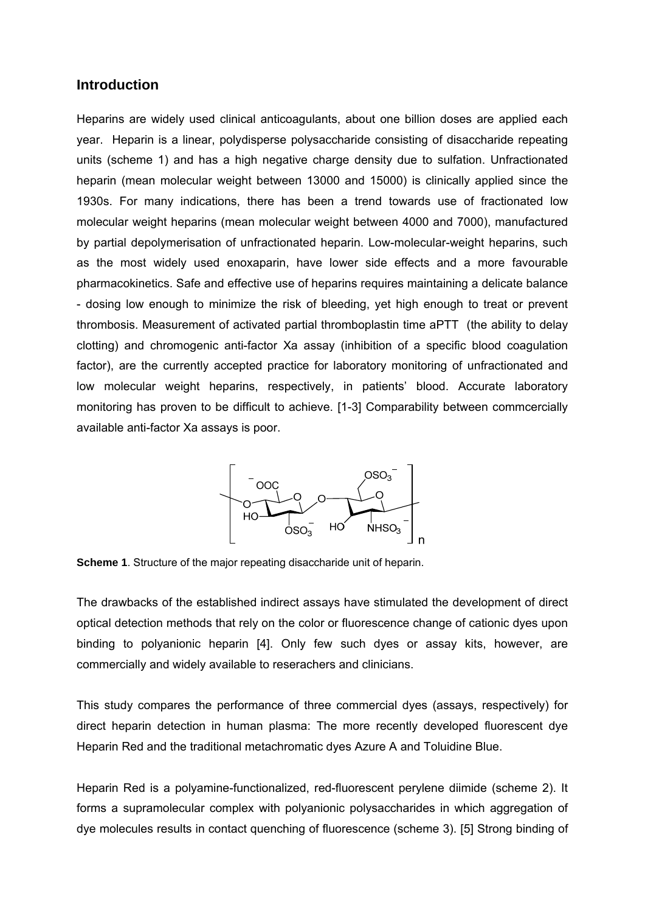## Introduction

Heparins are widely used clinical anticoagulants, about one billion doses are applied each year. Heparin is a linear, polydisperse polysaccharide consisting of disaccharide repeating units (scheme 1) and has a high negative charge density due to sulfation. Unfractionated heparin (mean molecular weight between 13000 and 15000) is clinically applied since the 1930s. For many indications, there has been a trend towards use of fractionated low molecular weight heparins (mean molecular weight between 4000 and 7000), manufactured by partial depolymerisation of unfractionated heparin. Low-molecular-weight heparins, such as the most widely used enoxaparin, have lower side effects and a more favourable pharmacokinetics. Safe and effective use of heparins requires maintaining a delicate balance - dosing low enough to minimize the risk of bleeding, yet high enough to treat or prevent thrombosis. Measurement of activated partial thromboplastin time aPTT (the ability to delay clotting) and chromogenic anti-factor Xa assay (inhibition of a specific blood coagulation factor), are the currently accepted practice for laboratory monitoring of unfractionated and low molecular weight heparins, respectively, in patients' blood. Accurate laboratory monitoring has proven to be difficult to achieve. [1-3] Comparability between commcercially available anti-factor Xa assays is poor.

**Scheme 1**. Structure of the major repeating disaccharide unit of heparin.

The drawbacks of the established indirect assays have stimulated the development of direct optical detection methods that rely on the color or fluorescence change of cationic dyes upon binding to polyanionic heparin [4]. Only few such dyes or assay kits, however, are commercially and widely available to reserachers and clinicians.

This study compares the performance of three commercial dyes (assays, respectively) for direct heparin detection in human plasma: The more recently developed fluorescent dye Heparin Red and the traditional metachromatic dyes Azure A and Toluidine Blue.

Heparin Red is a polyamine-functionalized, red-fluorescent perylene diimide (scheme 2). It forms a supramolecular complex with polyanionic polysaccharides in which aggregation of dye molecules results in contact quenching of fluorescence (scheme 3). [5] Strong binding of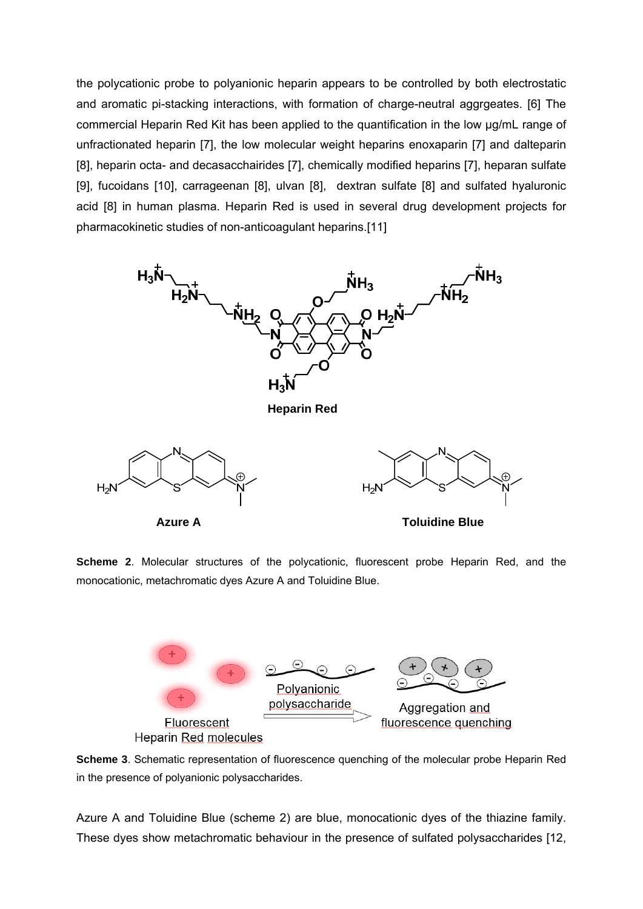the polycationic probe to polyanionic heparin appears to be controlled by both electrostatic and aromatic pi-stacking interactions, with formation of charge-neutral aggrgeates. [6] The commercial Heparin Red Kit has been applied to the quantification in the low µg/mL range of unfractionated heparin [7], the low molecular weight heparins enoxaparin [7] and dalteparin [8], heparin octa- and decasacchairides [7], chemically modified heparins [7], heparan sulfate [9], fucoidans [10], carrageenan [8], ulvan [8], dextran sulfate [8] and sulfated hyaluronic acid [8] in human plasma. Heparin Red is used in several drug development projects for pharmacokinetic studies of non-anticoagulant heparins.[11]

**Scheme 2**. Molecular structures of the polycationic, fluorescent probe Heparin Red, and the monocationic, metachromatic dyes Azure A and Toluidine Blue.

**Scheme 3**. Schematic representation of fluorescence quenching of the molecular probe Heparin Red in the presence of polyanionic polysaccharides.

Azure A and Toluidine Blue (scheme 2) are blue, monocationic dyes of the thiazine family. These dyes show metachromatic behaviour in the presence of sulfated polysaccharides [12,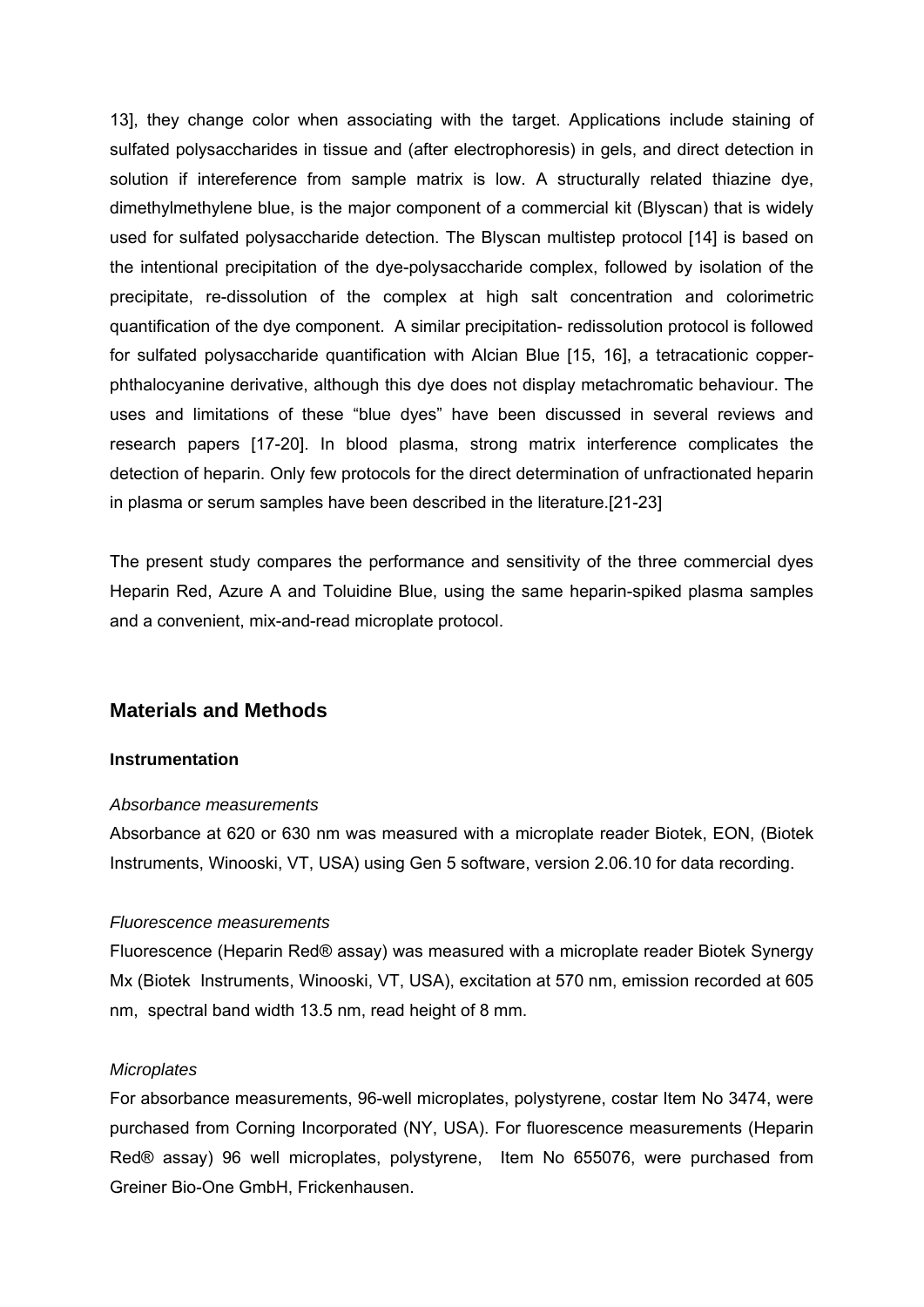13], they change color when associating with the target. Applications include staining of sulfated polysaccharides in tissue and (after electrophoresis) in gels, and direct detection in solution if intereference from sample matrix is low. A structurally related thiazine dye, dimethylmethylene blue, is the major component of a commercial kit (Blyscan) that is widely used for sulfated polysaccharide detection. The Blyscan multistep protocol [14] is based on the intentional precipitation of the dye-polysaccharide complex, followed by isolation of the precipitate, re-dissolution of the complex at high salt concentration and colorimetric quantification of the dye component. A similar precipitation- redissolution protocol is followed for sulfated polysaccharide quantification with Alcian Blue [15, 16], a tetracationic copper-phthalocyanine derivative, although this dye does not display metachromatic behaviour. The uses and limitations of these "blue dyes" have been discussed in several reviews and research papers [17-20]. In blood plasma, strong matrix interference complicates the detection of heparin. Only few protocols for the direct determination of unfractionated heparin in plasma or serum samples have been described in the literature.[21-23]

The present study compares the performance and sensitivity of the three commercial dyes Heparin Red, Azure A and Toluidine Blue, using the same heparin-spiked plasma samples and a convenient, mix-and-read microplate protocol.

## Materials and Methods

### Instrumentation

*Absorbance measurements*

Absorbance at 620 or 630 nm was measured with a microplate reader Biotek, EON, (Biotek Instruments, Winooski, VT, USA) using Gen 5 software, version 2.06.10 for data recording.

*Fluorescence measurements*

Fluorescence (Heparin Red® assay) was measured with a microplate reader Biotek Synergy Mx (Biotek Instruments, Winooski, VT, USA), excitation at 570 nm, emission recorded at 605 nm, spectral band width 13.5 nm, read height of 8 mm.

*Microplates*

For absorbance measurements, 96-well microplates, polystyrene, costar Item No 3474, were purchased from Corning Incorporated (NY, USA). For fluorescence measurements (Heparin Red® assay) 96 well microplates, polystyrene, Item No 655076, were purchased from Greiner Bio-One GmbH, Frickenhausen.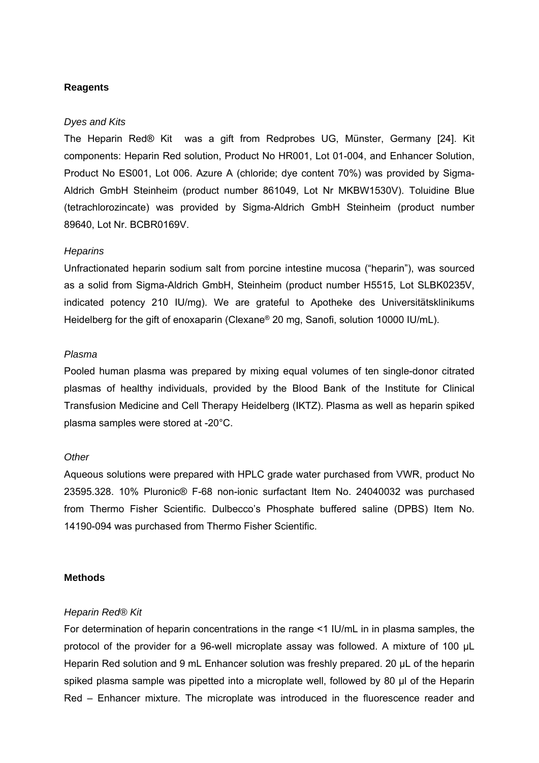## Reagents

*Dyes and Kits*

The Heparin Red® Kit was a gift from Redprobes UG, Münster, Germany [24]. Kit components: Heparin Red solution, Product No HR001, Lot 01-004, and Enhancer Solution, Product No ES001, Lot 006. Azure A (chloride; dye content 70%) was provided by Sigma-Aldrich GmbH Steinheim (product number 861049, Lot Nr MKBW1530V). Toluidine Blue (tetrachlorozincate) was provided by Sigma-Aldrich GmbH Steinheim (product number 89640, Lot Nr. BCBR0169V.

*Heparins*

Unfractionated heparin sodium salt from porcine intestine mucosa ("heparin"), was sourced as a solid from Sigma-Aldrich GmbH, Steinheim (product number H5515, Lot SLBK0235V, indicated potency 210 IU/mg). We are grateful to Apotheke des Universitätsklinikums Heidelberg for the gift of enoxaparin (Clexane® 20 mg, Sanofi, solution 10000 IU/mL).

*Plasma*

Pooled human plasma was prepared by mixing equal volumes of ten single-donor citrated plasmas of healthy individuals, provided by the Blood Bank of the Institute for Clinical Transfusion Medicine and Cell Therapy Heidelberg (IKTZ). Plasma as well as heparin spiked plasma samples were stored at -20°C.

*Other*

Aqueous solutions were prepared with HPLC grade water purchased from VWR, product No 23595.328. 10% Pluronic® F-68 non-ionic surfactant Item No. 24040032 was purchased from Thermo Fisher Scientific. Dulbecco's Phosphate buffered saline (DPBS) Item No. 14190-094 was purchased from Thermo Fisher Scientific.

## Methods

*Heparin Red® Kit*

For determination of heparin concentrations in the range <1 IU/mL in in plasma samples, the protocol of the provider for a 96-well microplate assay was followed. A mixture of 100 µL Heparin Red solution and 9 mL Enhancer solution was freshly prepared. 20 µL of the heparin spiked plasma sample was pipetted into a microplate well, followed by 80 µl of the Heparin Red – Enhancer mixture. The microplate was introduced in the fluorescence reader and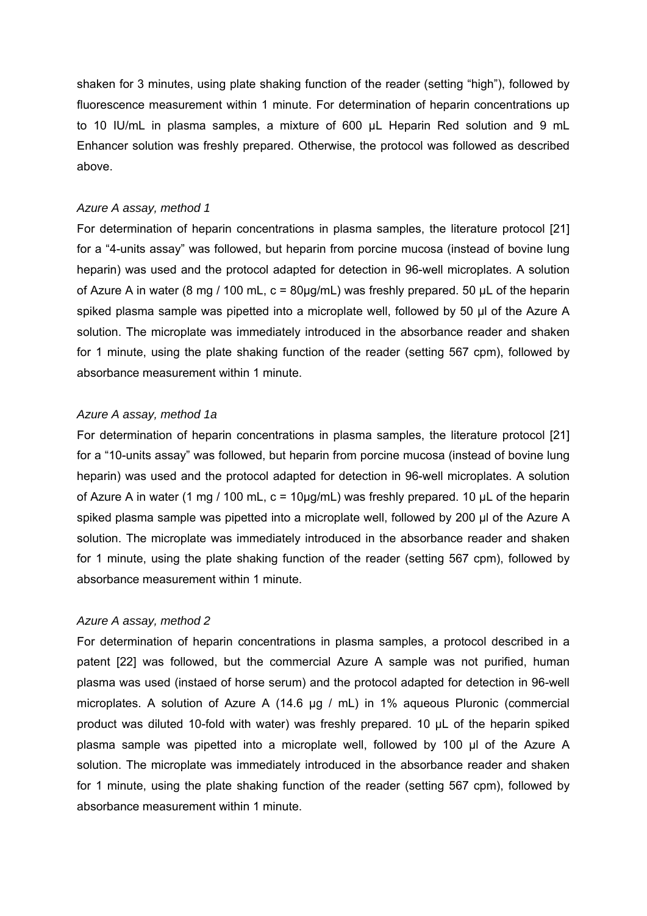shaken for 3 minutes, using plate shaking function of the reader (setting "high"), followed by fluorescence measurement within 1 minute. For determination of heparin concentrations up to 10 IU/mL in plasma samples, a mixture of 600 µL Heparin Red solution and 9 mL Enhancer solution was freshly prepared. Otherwise, the protocol was followed as described above.

*Azure A assay, method 1*

For determination of heparin concentrations in plasma samples, the literature protocol [21] for a "4-units assay" was followed, but heparin from porcine mucosa (instead of bovine lung heparin) was used and the protocol adapted for detection in 96-well microplates. A solution of Azure A in water (8 mg / 100 mL, c = 80µg/mL) was freshly prepared. 50 µL of the heparin spiked plasma sample was pipetted into a microplate well, followed by 50 µl of the Azure A solution. The microplate was immediately introduced in the absorbance reader and shaken for 1 minute, using the plate shaking function of the reader (setting 567 cpm), followed by absorbance measurement within 1 minute.

*Azure A assay, method 1a*

For determination of heparin concentrations in plasma samples, the literature protocol [21] for a "10-units assay" was followed, but heparin from porcine mucosa (instead of bovine lung heparin) was used and the protocol adapted for detection in 96-well microplates. A solution of Azure A in water (1 mg / 100 mL, c = 10µg/mL) was freshly prepared. 10 µL of the heparin spiked plasma sample was pipetted into a microplate well, followed by 200 µl of the Azure A solution. The microplate was immediately introduced in the absorbance reader and shaken for 1 minute, using the plate shaking function of the reader (setting 567 cpm), followed by absorbance measurement within 1 minute.

*Azure A assay, method 2*

For determination of heparin concentrations in plasma samples, a protocol described in a patent [22] was followed, but the commercial Azure A sample was not purified, human plasma was used (instaed of horse serum) and the protocol adapted for detection in 96-well microplates. A solution of Azure A (14.6 µg / mL) in 1% aqueous Pluronic (commercial product was diluted 10-fold with water) was freshly prepared. 10 µL of the heparin spiked plasma sample was pipetted into a microplate well, followed by 100 µl of the Azure A solution. The microplate was immediately introduced in the absorbance reader and shaken for 1 minute, using the plate shaking function of the reader (setting 567 cpm), followed by absorbance measurement within 1 minute.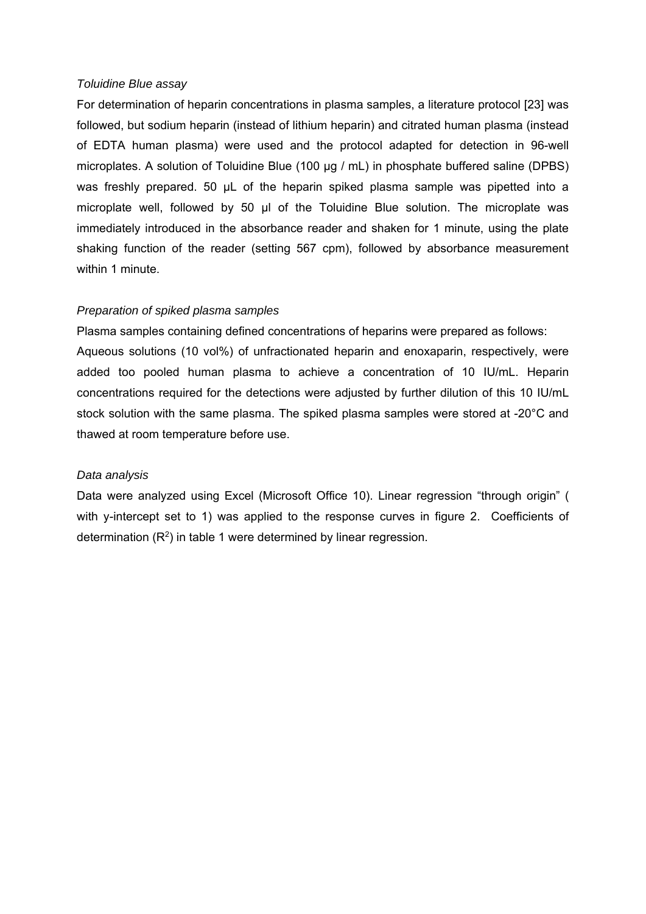*Toluidine Blue assay*

For determination of heparin concentrations in plasma samples, a literature protocol [23] was followed, but sodium heparin (instead of lithium heparin) and citrated human plasma (instead of EDTA human plasma) were used and the protocol adapted for detection in 96-well microplates. A solution of Toluidine Blue (100 µg / mL) in phosphate buffered saline (DPBS) was freshly prepared. 50 µL of the heparin spiked plasma sample was pipetted into a microplate well, followed by 50 µl of the Toluidine Blue solution. The microplate was immediately introduced in the absorbance reader and shaken for 1 minute, using the plate shaking function of the reader (setting 567 cpm), followed by absorbance measurement within 1 minute.

*Preparation of spiked plasma samples*

Plasma samples containing defined concentrations of heparins were prepared as follows:

Aqueous solutions (10 vol%) of unfractionated heparin and enoxaparin, respectively, were added too pooled human plasma to achieve a concentration of 10 IU/mL. Heparin concentrations required for the detections were adjusted by further dilution of this 10 IU/mL stock solution with the same plasma. The spiked plasma samples were stored at -20°C and thawed at room temperature before use.

*Data analysis*

Data were analyzed using Excel (Microsoft Office 10). Linear regression "through origin" ( with y-intercept set to 1) was applied to the response curves in figure 2. Coefficients of determination ($R^2$) in table 1 were determined by linear regression.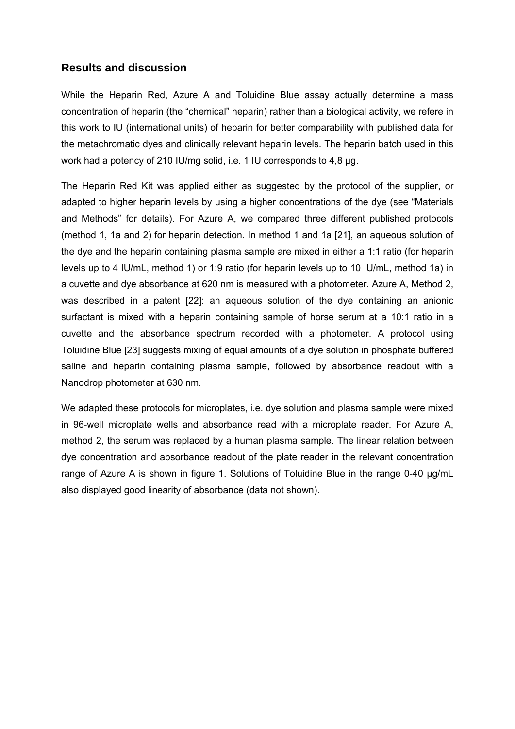## Results and discussion

While the Heparin Red, Azure A and Toluidine Blue assay actually determine a mass concentration of heparin (the “chemical” heparin) rather than a biological activity, we refere in this work to IU (international units) of heparin for better comparability with published data for the metachromatic dyes and clinically relevant heparin levels. The heparin batch used in this work had a potency of 210 IU/mg solid, i.e. 1 IU corresponds to 4,8 µg.

The Heparin Red Kit was applied either as suggested by the protocol of the supplier, or adapted to higher heparin levels by using a higher concentrations of the dye (see “Materials and Methods” for details). For Azure A, we compared three different published protocols (method 1, 1a and 2) for heparin detection. In method 1 and 1a [21], an aqueous solution of the dye and the heparin containing plasma sample are mixed in either a 1:1 ratio (for heparin levels up to 4 IU/mL, method 1) or 1:9 ratio (for heparin levels up to 10 IU/mL, method 1a) in a cuvette and dye absorbance at 620 nm is measured with a photometer. Azure A, Method 2, was described in a patent [22]: an aqueous solution of the dye containing an anionic surfactant is mixed with a heparin containing sample of horse serum at a 10:1 ratio in a cuvette and the absorbance spectrum recorded with a photometer. A protocol using Toluidine Blue [23] suggests mixing of equal amounts of a dye solution in phosphate buffered saline and heparin containing plasma sample, followed by absorbance readout with a Nanodrop photometer at 630 nm.

We adapted these protocols for microplates, i.e. dye solution and plasma sample were mixed in 96-well microplate wells and absorbance read with a microplate reader. For Azure A, method 2, the serum was replaced by a human plasma sample. The linear relation between dye concentration and absorbance readout of the plate reader in the relevant concentration range of Azure A is shown in figure 1. Solutions of Toluidine Blue in the range 0-40 µg/mL also displayed good linearity of absorbance (data not shown).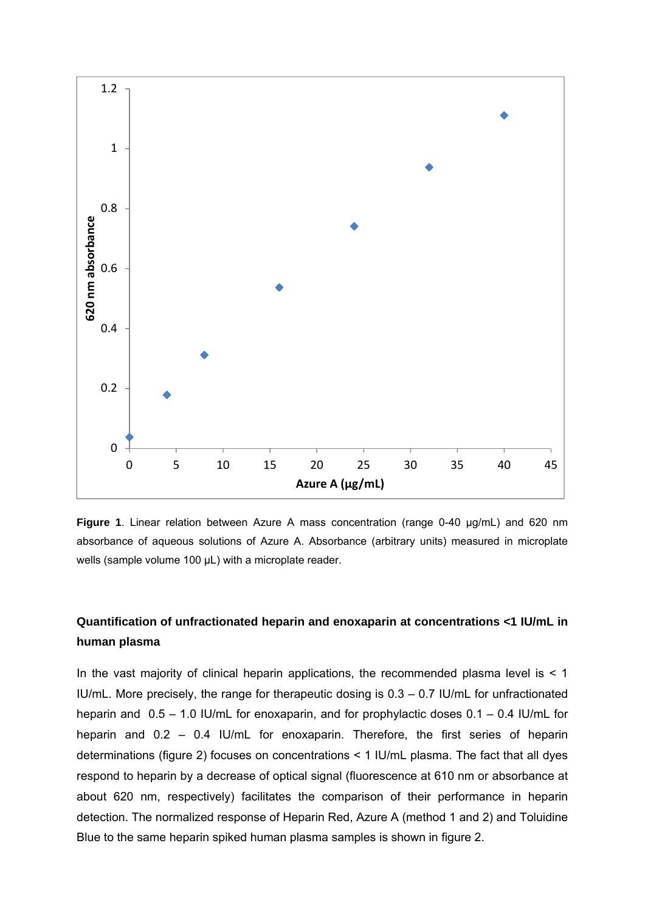**Figure 1**. Linear relation between Azure A mass concentration (range 0-40 µg/mL) and 620 nm absorbance of aqueous solutions of Azure A. Absorbance (arbitrary units) measured in microplate wells (sample volume 100 µL) with a microplate reader.

### Quantification of unfractionated heparin and enoxaparin at concentrations <1 IU/mL in human plasma

In the vast majority of clinical heparin applications, the recommended plasma level is < 1 IU/mL. More precisely, the range for therapeutic dosing is 0.3 – 0.7 IU/mL for unfractionated heparin and 0.5 – 1.0 IU/mL for enoxaparin, and for prophylactic doses 0.1 – 0.4 IU/mL for heparin and 0.2 – 0.4 IU/mL for enoxaparin. Therefore, the first series of heparin determinations (figure 2) focuses on concentrations < 1 IU/mL plasma. The fact that all dyes respond to heparin by a decrease of optical signal (fluorescence at 610 nm or absorbance at about 620 nm, respectively) facilitates the comparison of their performance in heparin detection. The normalized response of Heparin Red, Azure A (method 1 and 2) and Toluidine Blue to the same heparin spiked human plasma samples is shown in figure 2.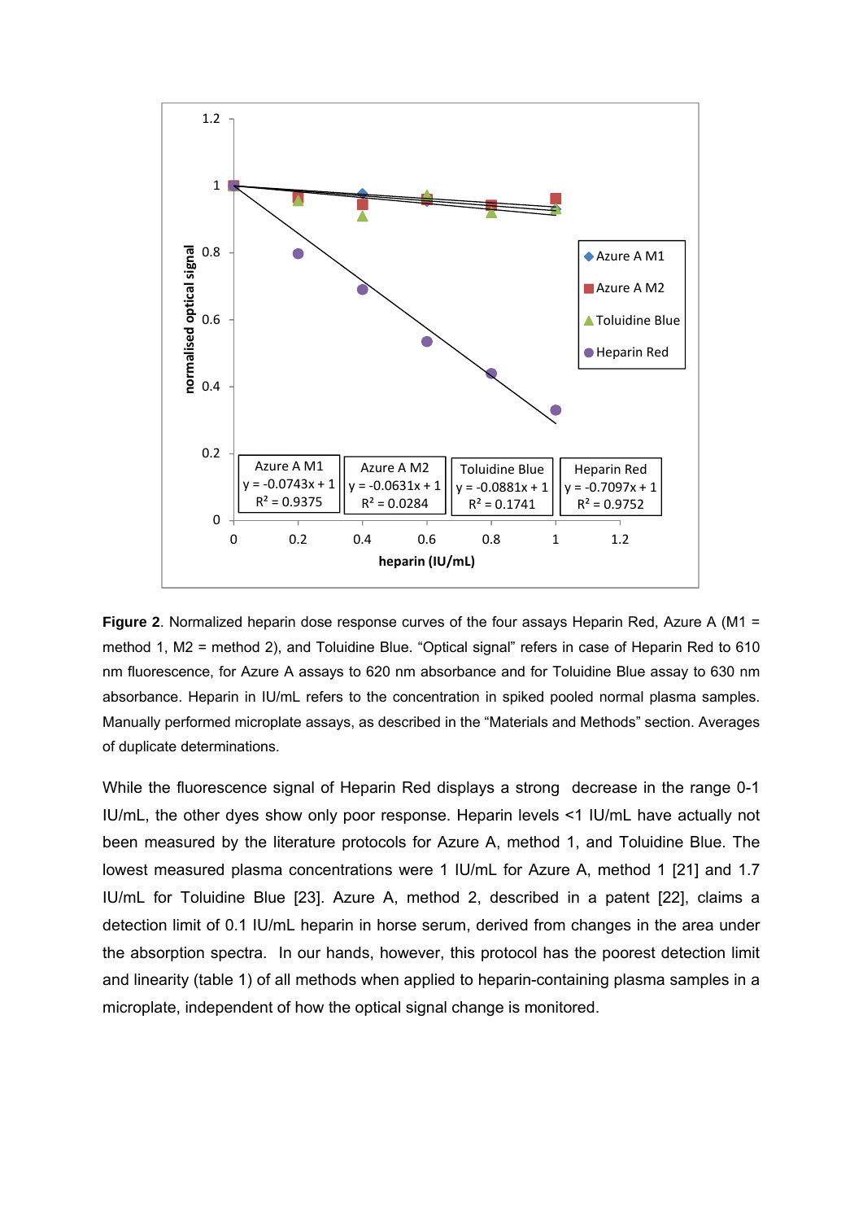**Figure 2**. Normalized heparin dose response curves of the four assays Heparin Red, Azure A (M1 = method 1, M2 = method 2), and Toluidine Blue. "Optical signal" refers in case of Heparin Red to 610 nm fluorescence, for Azure A assays to 620 nm absorbance and for Toluidine Blue assay to 630 nm absorbance. Heparin in IU/mL refers to the concentration in spiked pooled normal plasma samples. Manually performed microplate assays, as described in the "Materials and Methods" section. Averages of duplicate determinations.

While the fluorescence signal of Heparin Red displays a strong decrease in the range 0-1 IU/mL, the other dyes show only poor response. Heparin levels <1 IU/mL have actually not been measured by the literature protocols for Azure A, method 1, and Toluidine Blue. The lowest measured plasma concentrations were 1 IU/mL for Azure A, method 1 [21] and 1.7 IU/mL for Toluidine Blue [23]. Azure A, method 2, described in a patent [22], claims a detection limit of 0.1 IU/mL heparin in horse serum, derived from changes in the area under the absorption spectra. In our hands, however, this protocol has the poorest detection limit and linearity (table 1) of all methods when applied to heparin-containing plasma samples in a microplate, independent of how the optical signal change is monitored.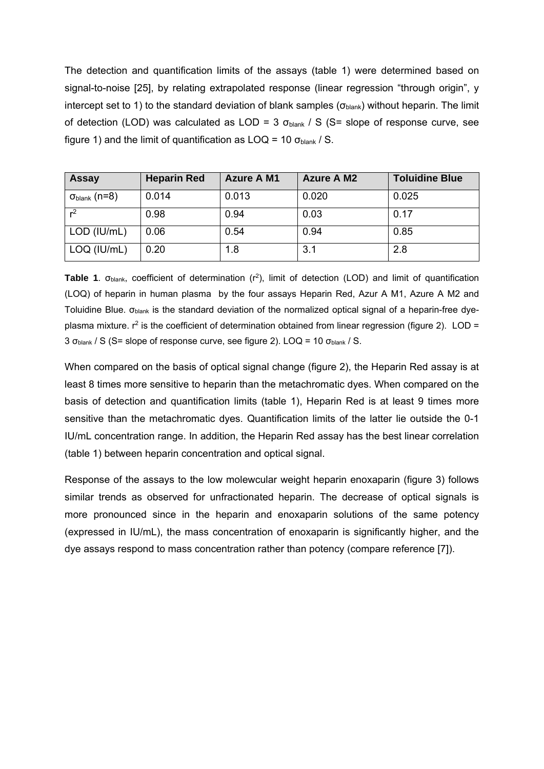The detection and quantification limits of the assays (table 1) were determined based on signal-to-noise [25], by relating extrapolated response (linear regression "through origin", y intercept set to 1) to the standard deviation of blank samples ($\sigma_{blank}$) without heparin. The limit of detection (LOD) was calculated as LOD = 3 $\sigma_{blank}$ / S (S= slope of response curve, see figure 1) and the limit of quantification as LOQ = 10 $\sigma_{blank}$ / S.

| Assay | Heparin Red | Azure A M1 | Azure A M2 | Toluidine Blue |
|---|---|---|---|---|
| $\sigma_{blank}$ (n=8) | 0.014 | 0.013 | 0.020 | 0.025 |
| $r^2$ | 0.98 | 0.94 | 0.03 | 0.17 |
| LOD (IU/mL) | 0.06 | 0.54 | 0.94 | 0.85 |
| LOQ (IU/mL) | 0.20 | 1.8 | 3.1 | 2.8 |

**Table 1**. $\sigma_{blank}$, coefficient of determination ($r^2$), limit of detection (LOD) and limit of quantification (LOQ) of heparin in human plasma by the four assays Heparin Red, Azur A M1, Azure A M2 and Toluidine Blue. $\sigma_{blank}$ is the standard deviation of the normalized optical signal of a heparin-free dye-plasma mixture. $r^2$ is the coefficient of determination obtained from linear regression (figure 2). LOD = 3 $\sigma_{blank}$ / S (S= slope of response curve, see figure 2). LOQ = 10 $\sigma_{blank}$ / S.

When compared on the basis of optical signal change (figure 2), the Heparin Red assay is at least 8 times more sensitive to heparin than the metachromatic dyes. When compared on the basis of detection and quantification limits (table 1), Heparin Red is at least 9 times more sensitive than the metachromatic dyes. Quantification limits of the latter lie outside the 0-1 IU/mL concentration range. In addition, the Heparin Red assay has the best linear correlation (table 1) between heparin concentration and optical signal.

Response of the assays to the low molewcular weight heparin enoxaparin (figure 3) follows similar trends as observed for unfractionated heparin. The decrease of optical signals is more pronounced since in the heparin and enoxaparin solutions of the same potency (expressed in IU/mL), the mass concentration of enoxaparin is significantly higher, and the dye assays respond to mass concentration rather than potency (compare reference [7]).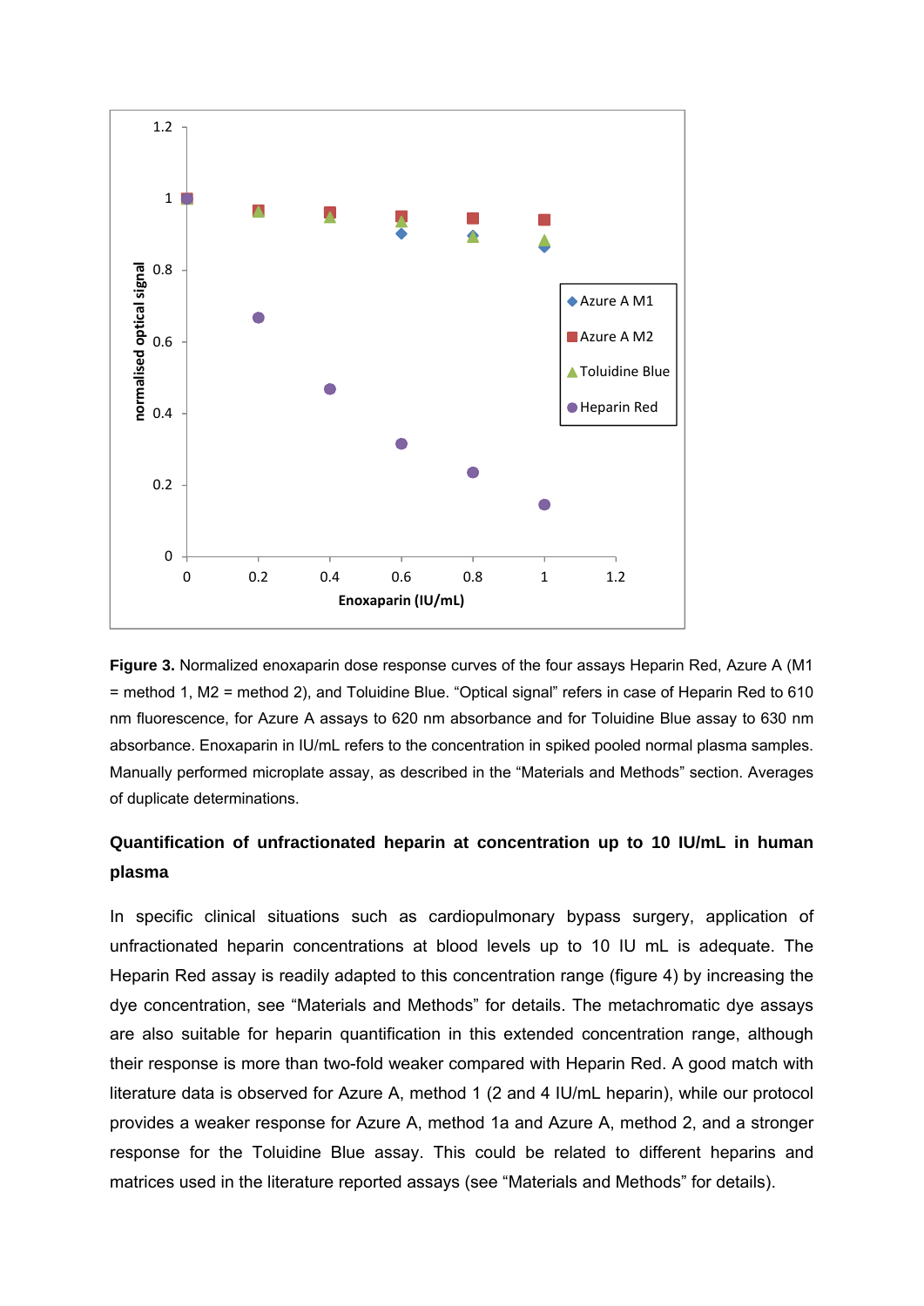**Figure 3.** Normalized enoxaparin dose response curves of the four assays Heparin Red, Azure A (M1 = method 1, M2 = method 2), and Toluidine Blue. "Optical signal" refers in case of Heparin Red to 610 nm fluorescence, for Azure A assays to 620 nm absorbance and for Toluidine Blue assay to 630 nm absorbance. Enoxaparin in IU/mL refers to the concentration in spiked pooled normal plasma samples. Manually performed microplate assay, as described in the "Materials and Methods" section. Averages of duplicate determinations.

### Quantification of unfractionated heparin at concentration up to 10 IU/mL in human plasma

In specific clinical situations such as cardiopulmonary bypass surgery, application of unfractionated heparin concentrations at blood levels up to 10 IU mL is adequate. The Heparin Red assay is readily adapted to this concentration range (figure 4) by increasing the dye concentration, see "Materials and Methods" for details. The metachromatic dye assays are also suitable for heparin quantification in this extended concentration range, although their response is more than two-fold weaker compared with Heparin Red. A good match with literature data is observed for Azure A, method 1 (2 and 4 IU/mL heparin), while our protocol provides a weaker response for Azure A, method 1a and Azure A, method 2, and a stronger response for the Toluidine Blue assay. This could be related to different heparins and matrices used in the literature reported assays (see "Materials and Methods" for details).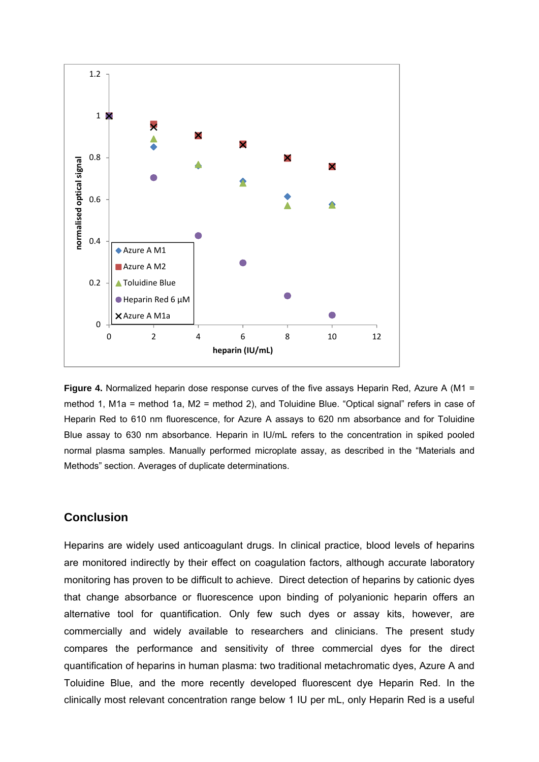**Figure 4.** Normalized heparin dose response curves of the five assays Heparin Red, Azure A (M1 = method 1, M1a = method 1a, M2 = method 2), and Toluidine Blue. "Optical signal" refers in case of Heparin Red to 610 nm fluorescence, for Azure A assays to 620 nm absorbance and for Toluidine Blue assay to 630 nm absorbance. Heparin in IU/mL refers to the concentration in spiked pooled normal plasma samples. Manually performed microplate assay, as described in the "Materials and Methods" section. Averages of duplicate determinations.

## Conclusion

Heparins are widely used anticoagulant drugs. In clinical practice, blood levels of heparins are monitored indirectly by their effect on coagulation factors, although accurate laboratory monitoring has proven to be difficult to achieve. Direct detection of heparins by cationic dyes that change absorbance or fluorescence upon binding of polyanionic heparin offers an alternative tool for quantification. Only few such dyes or assay kits, however, are commercially and widely available to researchers and clinicians. The present study compares the performance and sensitivity of three commercial dyes for the direct quantification of heparins in human plasma: two traditional metachromatic dyes, Azure A and Toluidine Blue, and the more recently developed fluorescent dye Heparin Red. In the clinically most relevant concentration range below 1 IU per mL, only Heparin Red is a useful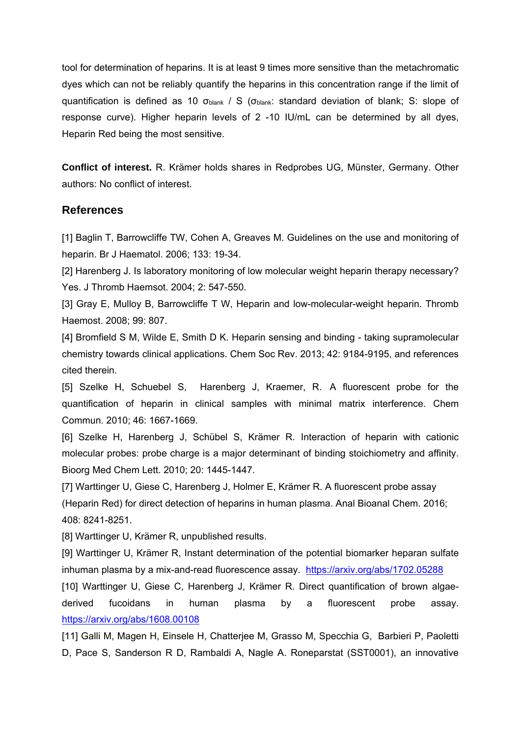tool for determination of heparins. It is at least 9 times more sensitive than the metachromatic dyes which can not be reliably quantify the heparins in this concentration range if the limit of quantification is defined as 10 $\sigma_{blank}$ / S ($\sigma_{blank}$: standard deviation of blank; S: slope of response curve). Higher heparin levels of 2 -10 IU/mL can be determined by all dyes, Heparin Red being the most sensitive.

**Conflict of interest.** R. Krämer holds shares in Redprobes UG, Münster, Germany. Other authors: No conflict of interest.

## References

[1] Baglin T, Barrowcliffe TW, Cohen A, Greaves M. Guidelines on the use and monitoring of heparin. Br J Haematol. 2006; 133: 19-34.

[2] Harenberg J. Is laboratory monitoring of low molecular weight heparin therapy necessary? Yes. J Thromb Haemsot. 2004; 2: 547-550.

[3] Gray E, Mulloy B, Barrowcliffe T W, Heparin and low-molecular-weight heparin. Thromb Haemost. 2008; 99: 807.

[4] Bromfield S M, Wilde E, Smith D K. Heparin sensing and binding - taking supramolecular chemistry towards clinical applications. Chem Soc Rev. 2013; 42: 9184-9195, and references cited therein.

[5] Szelke H, Schuebel S, Harenberg J, Kraemer, R. A fluorescent probe for the quantification of heparin in clinical samples with minimal matrix interference. Chem Commun. 2010; 46: 1667-1669.

[6] Szelke H, Harenberg J, Schübel S, Krämer R. Interaction of heparin with cationic molecular probes: probe charge is a major determinant of binding stoichiometry and affinity. Bioorg Med Chem Lett. 2010; 20: 1445-1447.

[7] Warttinger U, Giese C, Harenberg J, Holmer E, Krämer R. A fluorescent probe assay (Heparin Red) for direct detection of heparins in human plasma. Anal Bioanal Chem. 2016; 408: 8241-8251.

[8] Warttinger U, Krämer R, unpublished results.

[9] Warttinger U, Krämer R, Instant determination of the potential biomarker heparan sulfate inhuman plasma by a mix-and-read fluorescence assay. https://arxiv.org/abs/1702.05288

[10] Warttinger U, Giese C, Harenberg J, Krämer R. Direct quantification of brown algae-derived fucoidans in human plasma by a fluorescent probe assay. https://arxiv.org/abs/1608.00108

[11] Galli M, Magen H, Einsele H, Chatterjee M, Grasso M, Specchia G, Barbieri P, Paoletti D, Pace S, Sanderson R D, Rambaldi A, Nagle A. Roneparstat (SST0001), an innovative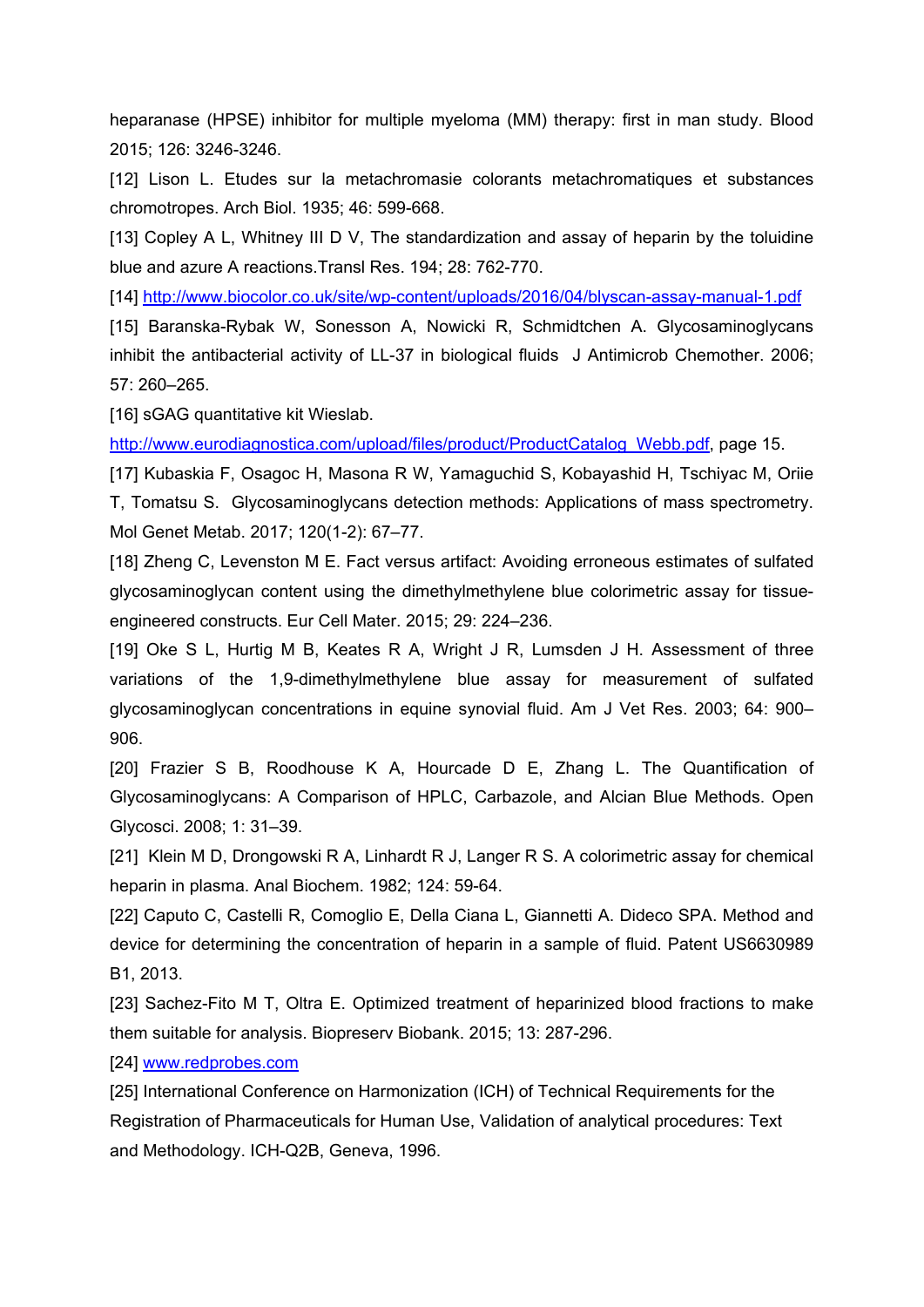heparanase (HPSE) inhibitor for multiple myeloma (MM) therapy: first in man study. Blood 2015; 126: 3246-3246.

[12] Lison L. Etudes sur la metachromasie colorants metachromatiques et substances chromotropes. Arch Biol. 1935; 46: 599-668.

[13] Copley A L, Whitney III D V, The standardization and assay of heparin by the toluidine blue and azure A reactions.Transl Res. 194; 28: 762-770.

[14] http://www.biocolor.co.uk/site/wp-content/uploads/2016/04/blyscan-assay-manual-1.pdf

[15] Baranska-Rybak W, Sonesson A, Nowicki R, Schmidtchen A. Glycosaminoglycans inhibit the antibacterial activity of LL-37 in biological fluids J Antimicrob Chemother. 2006; 57: 260–265.

[16] sGAG quantitative kit Wieslab. http://www.eurodiagnostica.com/upload/files/product/ProductCatalog_Webb.pdf, page 15.

[17] Kubaskia F, Osagoc H, Masona R W, Yamaguchid S, Kobayashid H, Tschiyac M, Oriie T, Tomatsu S. Glycosaminoglycans detection methods: Applications of mass spectrometry. Mol Genet Metab. 2017; 120(1-2): 67–77.

[18] Zheng C, Levenston M E. Fact versus artifact: Avoiding erroneous estimates of sulfated glycosaminoglycan content using the dimethylmethylene blue colorimetric assay for tissue-engineered constructs. Eur Cell Mater. 2015; 29: 224–236.

[19] Oke S L, Hurtig M B, Keates R A, Wright J R, Lumsden J H. Assessment of three variations of the 1,9-dimethylmethylene blue assay for measurement of sulfated glycosaminoglycan concentrations in equine synovial fluid. Am J Vet Res. 2003; 64: 900–906.

[20] Frazier S B, Roodhouse K A, Hourcade D E, Zhang L. The Quantification of Glycosaminoglycans: A Comparison of HPLC, Carbazole, and Alcian Blue Methods. Open Glycosci. 2008; 1: 31–39.

[21] Klein M D, Drongowski R A, Linhardt R J, Langer R S. A colorimetric assay for chemical heparin in plasma. Anal Biochem. 1982; 124: 59-64.

[22] Caputo C, Castelli R, Comoglio E, Della Ciana L, Giannetti A. Dideco SPA. Method and device for determining the concentration of heparin in a sample of fluid. Patent US6630989 B1, 2013.

[23] Sachez-Fito M T, Oltra E. Optimized treatment of heparinized blood fractions to make them suitable for analysis. Biopreserv Biobank. 2015; 13: 287-296.

[24] www.redprobes.com

[25] International Conference on Harmonization (ICH) of Technical Requirements for the Registration of Pharmaceuticals for Human Use, Validation of analytical procedures: Text and Methodology. ICH-Q2B, Geneva, 1996.